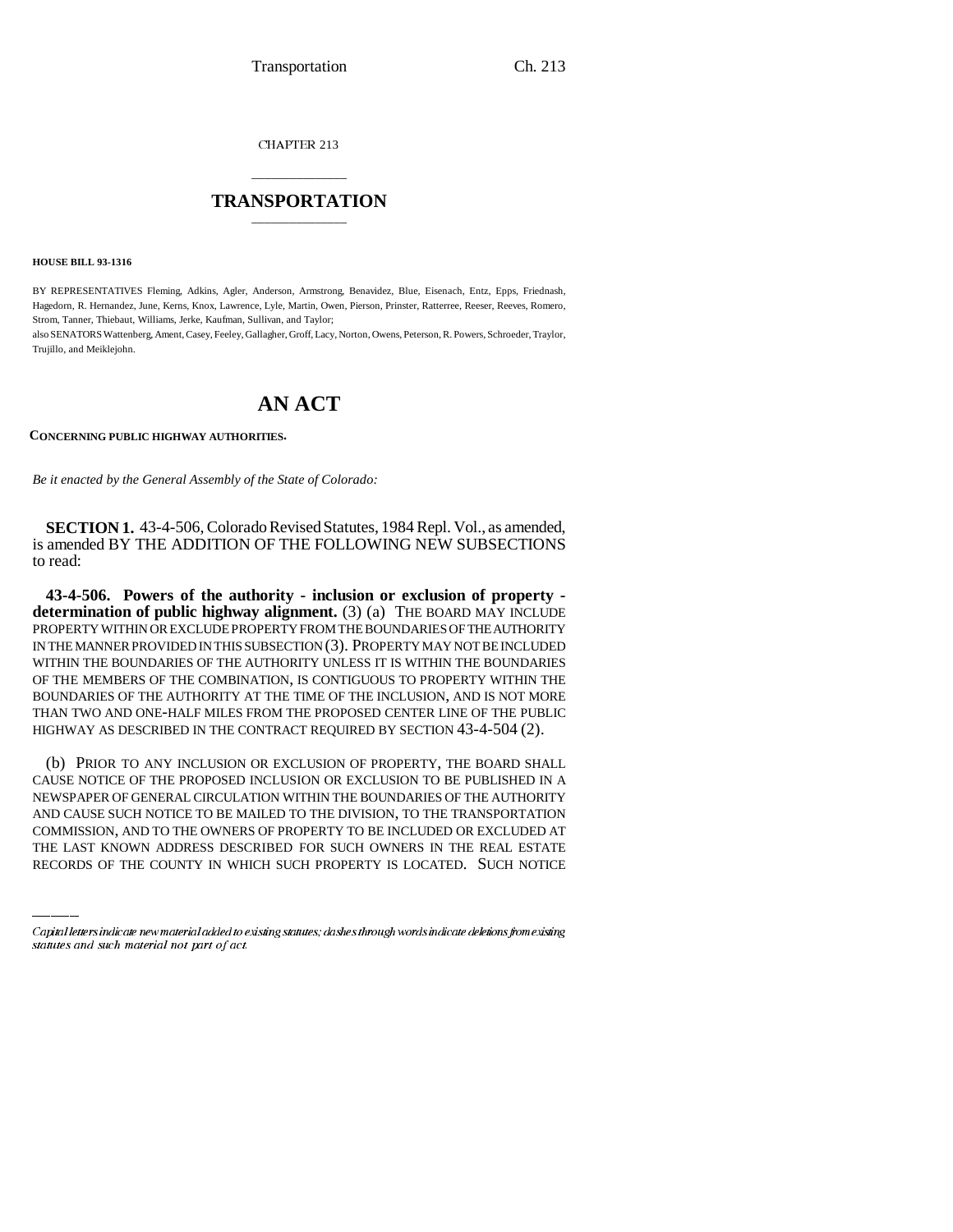CHAPTER 213

# TRANSPORTATION

**HOUSE BILL 93-1316**

BY REPRESENTATIVES Fleming, Adkins, Agler, Anderson, Armstrong, Benavidez, Blue, Eisenach, Entz, Epps, Friednash, Hagedorn, R. Hernandez, June, Kerns, Knox, Lawrence, Lyle, Martin, Owen, Pierson, Prinster, Ratterree, Reeser, Reeves, Romero, Strom, Tanner, Thiebaut, Williams, Jerke, Kaufman, Sullivan, and Taylor;
also SENATORS Wattenberg, Ament, Casey, Feeley, Gallagher, Groff, Lacy, Norton, Owens, Peterson, R. Powers, Schroeder, Traylor, Trujillo, and Meiklejohn.

# AN ACT

**CONCERNING PUBLIC HIGHWAY AUTHORITIES.**

*Be it enacted by the General Assembly of the State of Colorado:*

**SECTION 1.** 43-4-506, Colorado Revised Statutes, 1984 Repl. Vol., as amended, is amended BY THE ADDITION OF THE FOLLOWING NEW SUBSECTIONS to read:

**43-4-506. Powers of the authority - inclusion or exclusion of property - determination of public highway alignment.** (3) (a) THE BOARD MAY INCLUDE PROPERTY WITHIN OR EXCLUDE PROPERTY FROM THE BOUNDARIES OF THE AUTHORITY IN THE MANNER PROVIDED IN THIS SUBSECTION (3). PROPERTY MAY NOT BE INCLUDED WITHIN THE BOUNDARIES OF THE AUTHORITY UNLESS IT IS WITHIN THE BOUNDARIES OF THE MEMBERS OF THE COMBINATION, IS CONTIGUOUS TO PROPERTY WITHIN THE BOUNDARIES OF THE AUTHORITY AT THE TIME OF THE INCLUSION, AND IS NOT MORE THAN TWO AND ONE-HALF MILES FROM THE PROPOSED CENTER LINE OF THE PUBLIC HIGHWAY AS DESCRIBED IN THE CONTRACT REQUIRED BY SECTION 43-4-504 (2).

(b) PRIOR TO ANY INCLUSION OR EXCLUSION OF PROPERTY, THE BOARD SHALL CAUSE NOTICE OF THE PROPOSED INCLUSION OR EXCLUSION TO BE PUBLISHED IN A NEWSPAPER OF GENERAL CIRCULATION WITHIN THE BOUNDARIES OF THE AUTHORITY AND CAUSE SUCH NOTICE TO BE MAILED TO THE DIVISION, TO THE TRANSPORTATION COMMISSION, AND TO THE OWNERS OF PROPERTY TO BE INCLUDED OR EXCLUDED AT THE LAST KNOWN ADDRESS DESCRIBED FOR SUCH OWNERS IN THE REAL ESTATE RECORDS OF THE COUNTY IN WHICH SUCH PROPERTY IS LOCATED. SUCH NOTICE

Capital letters indicate new material added to existing statutes; dashes through words indicate deletions from existing statutes and such material not part of act.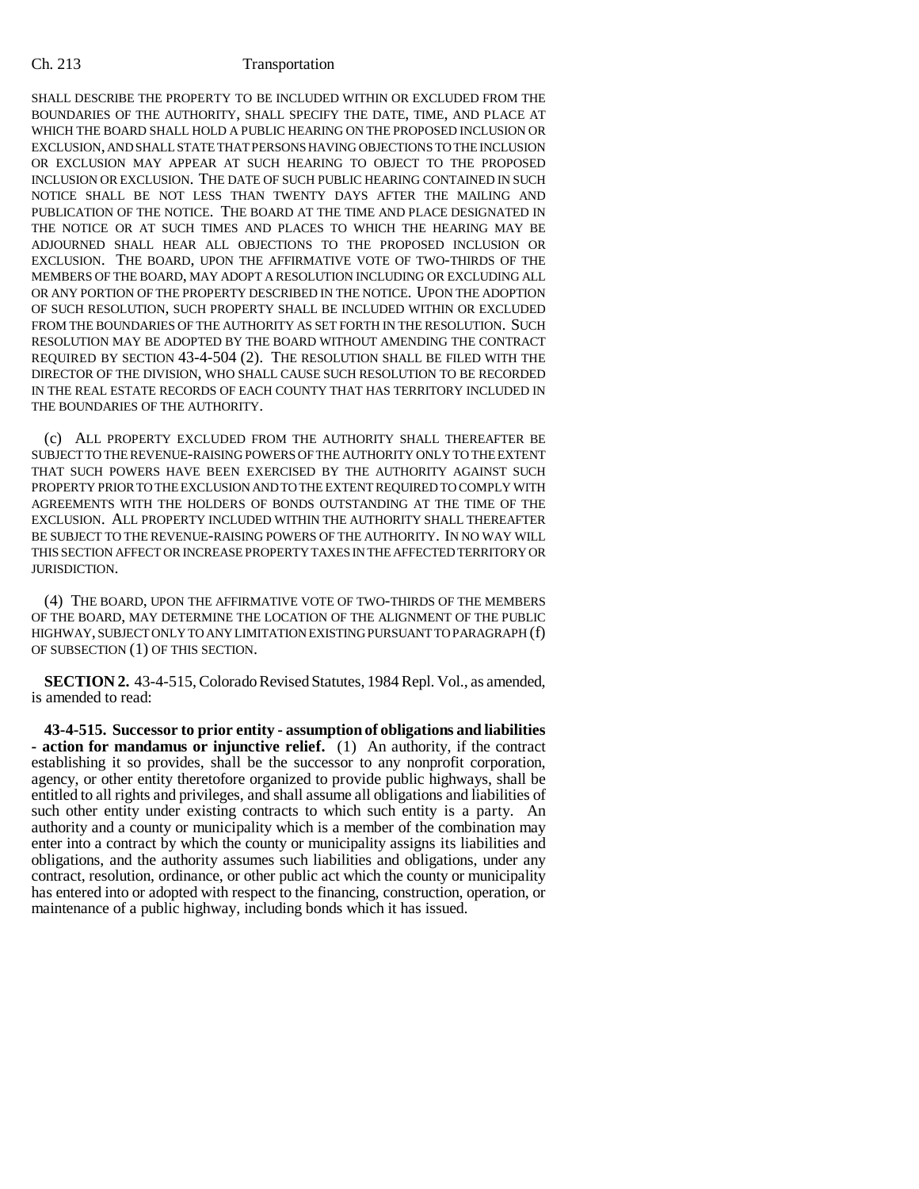SHALL DESCRIBE THE PROPERTY TO BE INCLUDED WITHIN OR EXCLUDED FROM THE BOUNDARIES OF THE AUTHORITY, SHALL SPECIFY THE DATE, TIME, AND PLACE AT WHICH THE BOARD SHALL HOLD A PUBLIC HEARING ON THE PROPOSED INCLUSION OR EXCLUSION, AND SHALL STATE THAT PERSONS HAVING OBJECTIONS TO THE INCLUSION OR EXCLUSION MAY APPEAR AT SUCH HEARING TO OBJECT TO THE PROPOSED INCLUSION OR EXCLUSION. THE DATE OF SUCH PUBLIC HEARING CONTAINED IN SUCH NOTICE SHALL BE NOT LESS THAN TWENTY DAYS AFTER THE MAILING AND PUBLICATION OF THE NOTICE. THE BOARD AT THE TIME AND PLACE DESIGNATED IN THE NOTICE OR AT SUCH TIMES AND PLACES TO WHICH THE HEARING MAY BE ADJOURNED SHALL HEAR ALL OBJECTIONS TO THE PROPOSED INCLUSION OR EXCLUSION. THE BOARD, UPON THE AFFIRMATIVE VOTE OF TWO-THIRDS OF THE MEMBERS OF THE BOARD, MAY ADOPT A RESOLUTION INCLUDING OR EXCLUDING ALL OR ANY PORTION OF THE PROPERTY DESCRIBED IN THE NOTICE. UPON THE ADOPTION OF SUCH RESOLUTION, SUCH PROPERTY SHALL BE INCLUDED WITHIN OR EXCLUDED FROM THE BOUNDARIES OF THE AUTHORITY AS SET FORTH IN THE RESOLUTION. SUCH RESOLUTION MAY BE ADOPTED BY THE BOARD WITHOUT AMENDING THE CONTRACT REQUIRED BY SECTION 43-4-504 (2). THE RESOLUTION SHALL BE FILED WITH THE DIRECTOR OF THE DIVISION, WHO SHALL CAUSE SUCH RESOLUTION TO BE RECORDED IN THE REAL ESTATE RECORDS OF EACH COUNTY THAT HAS TERRITORY INCLUDED IN THE BOUNDARIES OF THE AUTHORITY.

(c) ALL PROPERTY EXCLUDED FROM THE AUTHORITY SHALL THEREAFTER BE SUBJECT TO THE REVENUE-RAISING POWERS OF THE AUTHORITY ONLY TO THE EXTENT THAT SUCH POWERS HAVE BEEN EXERCISED BY THE AUTHORITY AGAINST SUCH PROPERTY PRIOR TO THE EXCLUSION AND TO THE EXTENT REQUIRED TO COMPLY WITH AGREEMENTS WITH THE HOLDERS OF BONDS OUTSTANDING AT THE TIME OF THE EXCLUSION. ALL PROPERTY INCLUDED WITHIN THE AUTHORITY SHALL THEREAFTER BE SUBJECT TO THE REVENUE-RAISING POWERS OF THE AUTHORITY. IN NO WAY WILL THIS SECTION AFFECT OR INCREASE PROPERTY TAXES IN THE AFFECTED TERRITORY OR JURISDICTION.

(4) THE BOARD, UPON THE AFFIRMATIVE VOTE OF TWO-THIRDS OF THE MEMBERS OF THE BOARD, MAY DETERMINE THE LOCATION OF THE ALIGNMENT OF THE PUBLIC HIGHWAY, SUBJECT ONLY TO ANY LIMITATION EXISTING PURSUANT TO PARAGRAPH (f) OF SUBSECTION (1) OF THIS SECTION.

**SECTION 2.** 43-4-515, Colorado Revised Statutes, 1984 Repl. Vol., as amended, is amended to read:

**43-4-515. Successor to prior entity - assumption of obligations and liabilities - action for mandamus or injunctive relief.** (1) An authority, if the contract establishing it so provides, shall be the successor to any nonprofit corporation, agency, or other entity theretofore organized to provide public highways, shall be entitled to all rights and privileges, and shall assume all obligations and liabilities of such other entity under existing contracts to which such entity is a party. An authority and a county or municipality which is a member of the combination may enter into a contract by which the county or municipality assigns its liabilities and obligations, and the authority assumes such liabilities and obligations, under any contract, resolution, ordinance, or other public act which the county or municipality has entered into or adopted with respect to the financing, construction, operation, or maintenance of a public highway, including bonds which it has issued.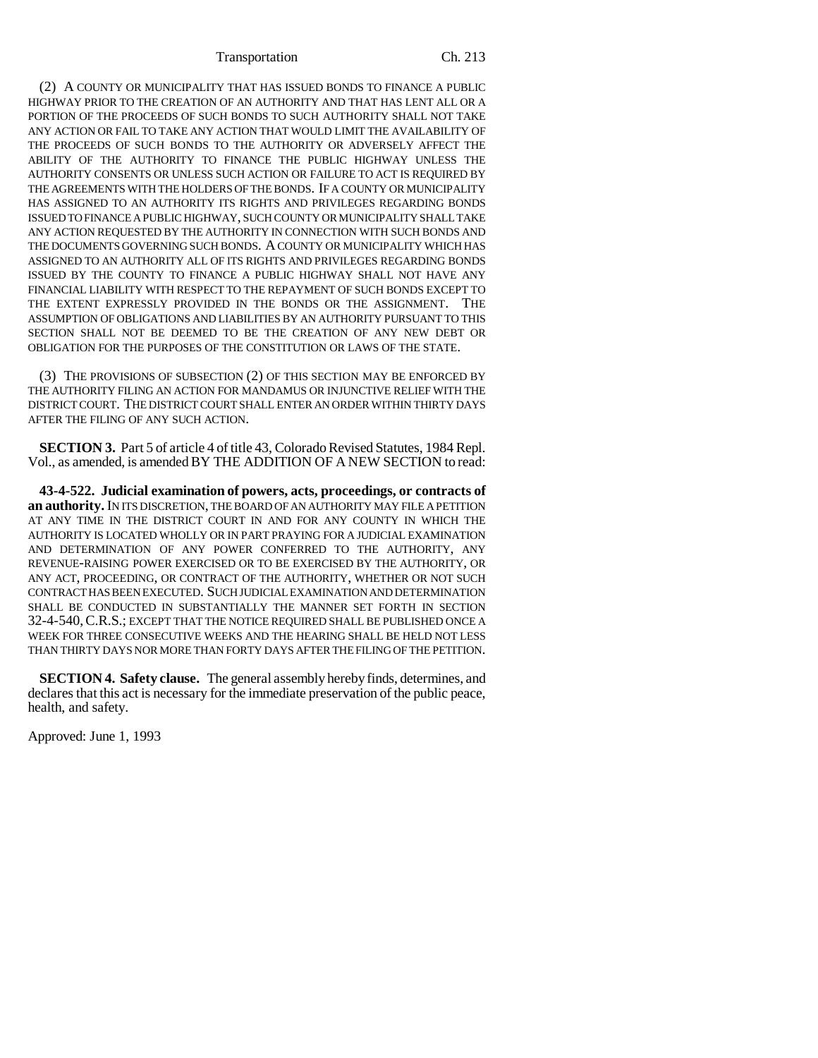(2) A COUNTY OR MUNICIPALITY THAT HAS ISSUED BONDS TO FINANCE A PUBLIC HIGHWAY PRIOR TO THE CREATION OF AN AUTHORITY AND THAT HAS LENT ALL OR A PORTION OF THE PROCEEDS OF SUCH BONDS TO SUCH AUTHORITY SHALL NOT TAKE ANY ACTION OR FAIL TO TAKE ANY ACTION THAT WOULD LIMIT THE AVAILABILITY OF THE PROCEEDS OF SUCH BONDS TO THE AUTHORITY OR ADVERSELY AFFECT THE ABILITY OF THE AUTHORITY TO FINANCE THE PUBLIC HIGHWAY UNLESS THE AUTHORITY CONSENTS OR UNLESS SUCH ACTION OR FAILURE TO ACT IS REQUIRED BY THE AGREEMENTS WITH THE HOLDERS OF THE BONDS. IF A COUNTY OR MUNICIPALITY HAS ASSIGNED TO AN AUTHORITY ITS RIGHTS AND PRIVILEGES REGARDING BONDS ISSUED TO FINANCE A PUBLIC HIGHWAY, SUCH COUNTY OR MUNICIPALITY SHALL TAKE ANY ACTION REQUESTED BY THE AUTHORITY IN CONNECTION WITH SUCH BONDS AND THE DOCUMENTS GOVERNING SUCH BONDS. A COUNTY OR MUNICIPALITY WHICH HAS ASSIGNED TO AN AUTHORITY ALL OF ITS RIGHTS AND PRIVILEGES REGARDING BONDS ISSUED BY THE COUNTY TO FINANCE A PUBLIC HIGHWAY SHALL NOT HAVE ANY FINANCIAL LIABILITY WITH RESPECT TO THE REPAYMENT OF SUCH BONDS EXCEPT TO THE EXTENT EXPRESSLY PROVIDED IN THE BONDS OR THE ASSIGNMENT. THE ASSUMPTION OF OBLIGATIONS AND LIABILITIES BY AN AUTHORITY PURSUANT TO THIS SECTION SHALL NOT BE DEEMED TO BE THE CREATION OF ANY NEW DEBT OR OBLIGATION FOR THE PURPOSES OF THE CONSTITUTION OR LAWS OF THE STATE.

(3) THE PROVISIONS OF SUBSECTION (2) OF THIS SECTION MAY BE ENFORCED BY THE AUTHORITY FILING AN ACTION FOR MANDAMUS OR INJUNCTIVE RELIEF WITH THE DISTRICT COURT. THE DISTRICT COURT SHALL ENTER AN ORDER WITHIN THIRTY DAYS AFTER THE FILING OF ANY SUCH ACTION.

**SECTION 3.** Part 5 of article 4 of title 43, Colorado Revised Statutes, 1984 Repl. Vol., as amended, is amended BY THE ADDITION OF A NEW SECTION to read:

**43-4-522. Judicial examination of powers, acts, proceedings, or contracts of an authority.** IN ITS DISCRETION, THE BOARD OF AN AUTHORITY MAY FILE A PETITION AT ANY TIME IN THE DISTRICT COURT IN AND FOR ANY COUNTY IN WHICH THE AUTHORITY IS LOCATED WHOLLY OR IN PART PRAYING FOR A JUDICIAL EXAMINATION AND DETERMINATION OF ANY POWER CONFERRED TO THE AUTHORITY, ANY REVENUE-RAISING POWER EXERCISED OR TO BE EXERCISED BY THE AUTHORITY, OR ANY ACT, PROCEEDING, OR CONTRACT OF THE AUTHORITY, WHETHER OR NOT SUCH CONTRACT HAS BEEN EXECUTED. SUCH JUDICIAL EXAMINATION AND DETERMINATION SHALL BE CONDUCTED IN SUBSTANTIALLY THE MANNER SET FORTH IN SECTION 32-4-540, C.R.S.; EXCEPT THAT THE NOTICE REQUIRED SHALL BE PUBLISHED ONCE A WEEK FOR THREE CONSECUTIVE WEEKS AND THE HEARING SHALL BE HELD NOT LESS THAN THIRTY DAYS NOR MORE THAN FORTY DAYS AFTER THE FILING OF THE PETITION.

**SECTION 4. Safety clause.** The general assembly hereby finds, determines, and declares that this act is necessary for the immediate preservation of the public peace, health, and safety.

Approved: June 1, 1993